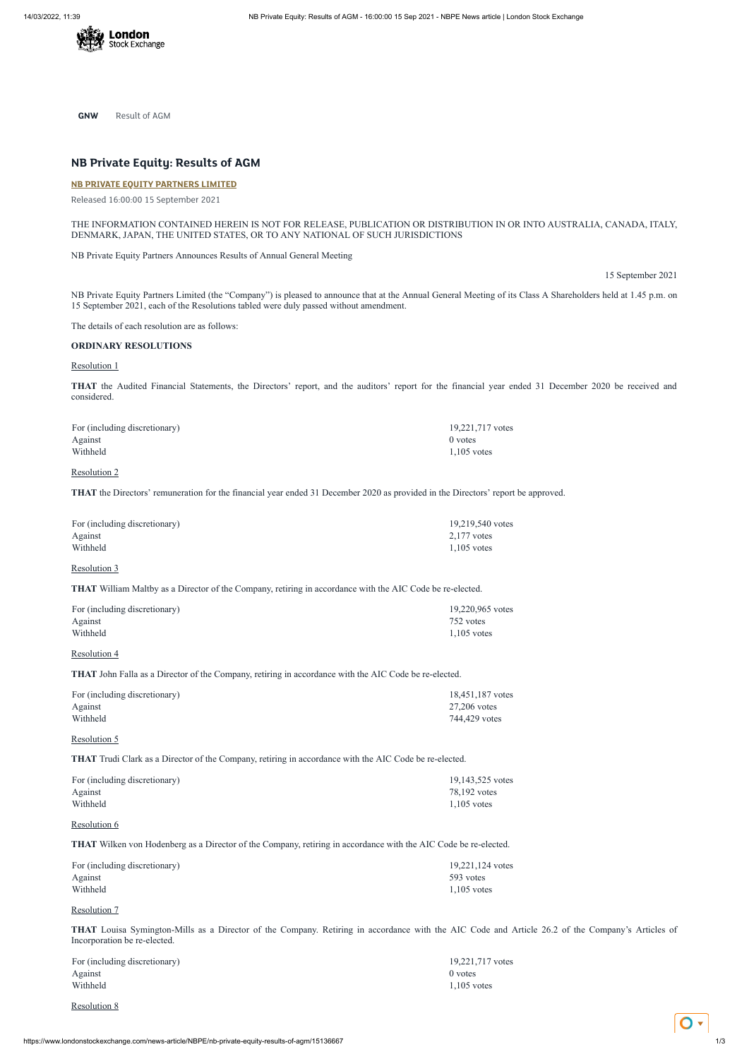GNW Result of AGM

# NB Private Equity: Results of AGM

**NB PRIVATE EQUITY PARTNERS LIMITED**

Released 16:00:00 15 September 2021

THE INFORMATION CONTAINED HEREIN IS NOT FOR RELEASE, PUBLICATION OR DISTRIBUTION IN OR INTO AUSTRALIA, CANADA, ITALY, DENMARK, JAPAN, THE UNITED STATES, OR TO ANY NATIONAL OF SUCH JURISDICTIONS

NB Private Equity Partners Announces Results of Annual General Meeting

15 September 2021

NB Private Equity Partners Limited (the "Company") is pleased to announce that at the Annual General Meeting of its Class A Shareholders held at 1.45 p.m. on 15 September 2021, each of the Resolutions tabled were duly passed without amendment.

The details of each resolution are as follows:

**ORDINARY RESOLUTIONS**

Resolution 1

**THAT** the Audited Financial Statements, the Directors' report, and the auditors' report for the financial year ended 31 December 2020 be received and considered.

| | |
|---|---|
| For (including discretionary) | 19,221,717 votes |
| Against | 0 votes |
| Withheld | 1,105 votes |

Resolution 2

**THAT** the Directors' remuneration for the financial year ended 31 December 2020 as provided in the Directors' report be approved.

| | |
|---|---|
| For (including discretionary) | 19,219,540 votes |
| Against | 2,177 votes |
| Withheld | 1,105 votes |

Resolution 3

**THAT** William Maltby as a Director of the Company, retiring in accordance with the AIC Code be re-elected.

| | |
|---|---|
| For (including discretionary) | 19,220,965 votes |
| Against | 752 votes |
| Withheld | 1,105 votes |

Resolution 4

**THAT** John Falla as a Director of the Company, retiring in accordance with the AIC Code be re-elected.

| | |
|---|---|
| For (including discretionary) | 18,451,187 votes |
| Against | 27,206 votes |
| Withheld | 744,429 votes |

Resolution 5

**THAT** Trudi Clark as a Director of the Company, retiring in accordance with the AIC Code be re-elected.

| | |
|---|---|
| For (including discretionary) | 19,143,525 votes |
| Against | 78,192 votes |
| Withheld | 1,105 votes |

Resolution 6

**THAT** Wilken von Hodenberg as a Director of the Company, retiring in accordance with the AIC Code be re-elected.

| | |
|---|---|
| For (including discretionary) | 19,221,124 votes |
| Against | 593 votes |
| Withheld | 1,105 votes |

Resolution 7

**THAT** Louisa Symington-Mills as a Director of the Company. Retiring in accordance with the AIC Code and Article 26.2 of the Company's Articles of Incorporation be re-elected.

| | |
|---|---|
| For (including discretionary) | 19,221,717 votes |
| Against | 0 votes |
| Withheld | 1,105 votes |

Resolution 8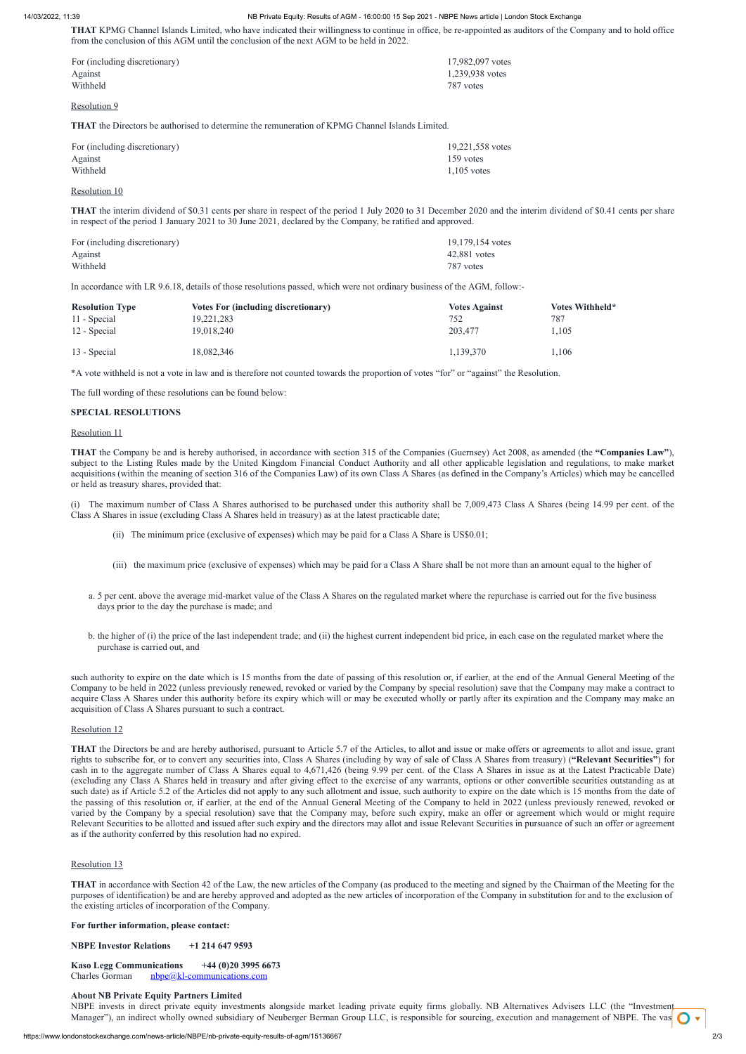**THAT** KPMG Channel Islands Limited, who have indicated their willingness to continue in office, be re-appointed as auditors of the Company and to hold office from the conclusion of this AGM until the conclusion of the next AGM to be held in 2022.

| | |
|---|---|
| For (including discretionary) | 17,982,097 votes |
| Against | 1,239,938 votes |
| Withheld | 787 votes |

Resolution 9

**THAT** the Directors be authorised to determine the remuneration of KPMG Channel Islands Limited.

| | |
|---|---|
| For (including discretionary) | 19,221,558 votes |
| Against | 159 votes |
| Withheld | 1,105 votes |

Resolution 10

**THAT** the interim dividend of $0.31 cents per share in respect of the period 1 July 2020 to 31 December 2020 and the interim dividend of $0.41 cents per share in respect of the period 1 January 2021 to 30 June 2021, declared by the Company, be ratified and approved.

| | |
|---|---|
| For (including discretionary) | 19,179,154 votes |
| Against | 42,881 votes |
| Withheld | 787 votes |

In accordance with LR 9.6.18, details of those resolutions passed, which were not ordinary business of the AGM, follow:-

| Resolution Type | Votes For (including discretionary) | Votes Against | Votes Withheld* |
|---|---|---|---|
| 11 - Special | 19,221,283 | 752 | 787 |
| 12 - Special | 19,018,240 | 203,477 | 1,105 |
| 13 - Special | 18,082,346 | 1,139,370 | 1,106 |

*A vote withheld is not a vote in law and is therefore not counted towards the proportion of votes "for" or "against" the Resolution.

The full wording of these resolutions can be found below:

**SPECIAL RESOLUTIONS**

Resolution 11

**THAT** the Company be and is hereby authorised, in accordance with section 315 of the Companies (Guernsey) Act 2008, as amended (the **"Companies Law"**), subject to the Listing Rules made by the United Kingdom Financial Conduct Authority and all other applicable legislation and regulations, to make market acquisitions (within the meaning of section 316 of the Companies Law) of its own Class A Shares (as defined in the Company's Articles) which may be cancelled or held as treasury shares, provided that:

(i) The maximum number of Class A Shares authorised to be purchased under this authority shall be 7,009,473 Class A Shares (being 14.99 per cent. of the Class A Shares in issue (excluding Class A Shares held in treasury) as at the latest practicable date;

(ii) The minimum price (exclusive of expenses) which may be paid for a Class A Share is US$0.01;

(iii) the maximum price (exclusive of expenses) which may be paid for a Class A Share shall be not more than an amount equal to the higher of

a. 5 per cent. above the average mid-market value of the Class A Shares on the regulated market where the repurchase is carried out for the five business days prior to the day the purchase is made; and

b. the higher of (i) the price of the last independent trade; and (ii) the highest current independent bid price, in each case on the regulated market where the purchase is carried out, and

such authority to expire on the date which is 15 months from the date of passing of this resolution or, if earlier, at the end of the Annual General Meeting of the Company to be held in 2022 (unless previously renewed, revoked or varied by the Company by special resolution) save that the Company may make a contract to acquire Class A Shares under this authority before its expiry which will or may be executed wholly or partly after its expiration and the Company may make an acquisition of Class A Shares pursuant to such a contract.

Resolution 12

**THAT** the Directors be and are hereby authorised, pursuant to Article 5.7 of the Articles, to allot and issue or make offers or agreements to allot and issue, grant rights to subscribe for, or to convert any securities into, Class A Shares (including by way of sale of Class A Shares from treasury) (**"Relevant Securities"**) for cash in to the aggregate number of Class A Shares equal to 4,671,426 (being 9.99 per cent. of the Class A Shares in issue as at the Latest Practicable Date) (excluding any Class A Shares held in treasury and after giving effect to the exercise of any warrants, options or other convertible securities outstanding as at such date) as if Article 5.2 of the Articles did not apply to any such allotment and issue, such authority to expire on the date which is 15 months from the date of the passing of this resolution or, if earlier, at the end of the Annual General Meeting of the Company to held in 2022 (unless previously renewed, revoked or varied by the Company by a special resolution) save that the Company may, before such expiry, make an offer or agreement which would or might require Relevant Securities to be allotted and issued after such expiry and the directors may allot and issue Relevant Securities in pursuance of such an offer or agreement as if the authority conferred by this resolution had no expired.

Resolution 13

**THAT** in accordance with Section 42 of the Law, the new articles of the Company (as produced to the meeting and signed by the Chairman of the Meeting for the purposes of identification) be and are hereby approved and adopted as the new articles of incorporation of the Company in substitution for and to the exclusion of the existing articles of incorporation of the Company.

**For further information, please contact:**

**NBPE Investor Relations +1 214 647 9593**

**Kaso Legg Communications +44 (0)20 3995 6673**
Charles Gorman nbpe@kl-communications.com

**About NB Private Equity Partners Limited**

NBPE invests in direct private equity investments alongside market leading private equity firms globally. NB Alternatives Advisers LLC (the "Investment Manager"), an indirect wholly owned subsidiary of Neuberger Berman Group LLC, is responsible for sourcing, execution and management of NBPE. The vas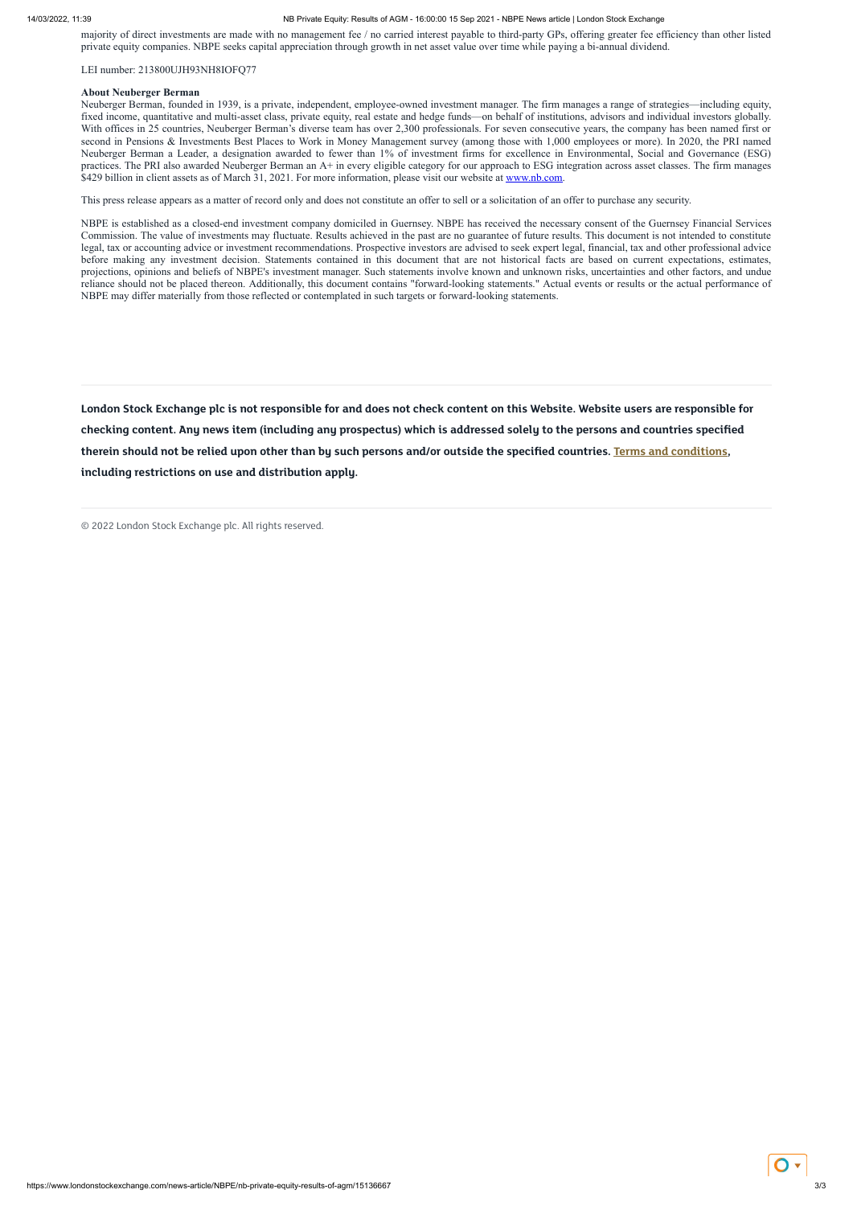majority of direct investments are made with no management fee / no carried interest payable to third-party GPs, offering greater fee efficiency than other listed private equity companies. NBPE seeks capital appreciation through growth in net asset value over time while paying a bi-annual dividend.

LEI number: 213800UJH93NH8IOFQ77

**About Neuberger Berman**

Neuberger Berman, founded in 1939, is a private, independent, employee-owned investment manager. The firm manages a range of strategies—including equity, fixed income, quantitative and multi-asset class, private equity, real estate and hedge funds—on behalf of institutions, advisors and individual investors globally. With offices in 25 countries, Neuberger Berman's diverse team has over 2,300 professionals. For seven consecutive years, the company has been named first or second in Pensions & Investments Best Places to Work in Money Management survey (among those with 1,000 employees or more). In 2020, the PRI named Neuberger Berman a Leader, a designation awarded to fewer than 1% of investment firms for excellence in Environmental, Social and Governance (ESG) practices. The PRI also awarded Neuberger Berman an A+ in every eligible category for our approach to ESG integration across asset classes. The firm manages $429 billion in client assets as of March 31, 2021. For more information, please visit our website at www.nb.com.

This press release appears as a matter of record only and does not constitute an offer to sell or a solicitation of an offer to purchase any security.

NBPE is established as a closed-end investment company domiciled in Guernsey. NBPE has received the necessary consent of the Guernsey Financial Services Commission. The value of investments may fluctuate. Results achieved in the past are no guarantee of future results. This document is not intended to constitute legal, tax or accounting advice or investment recommendations. Prospective investors are advised to seek expert legal, financial, tax and other professional advice before making any investment decision. Statements contained in this document that are not historical facts are based on current expectations, estimates, projections, opinions and beliefs of NBPE's investment manager. Such statements involve known and unknown risks, uncertainties and other factors, and undue reliance should not be placed thereon. Additionally, this document contains "forward-looking statements." Actual events or results or the actual performance of NBPE may differ materially from those reflected or contemplated in such targets or forward-looking statements.

**London Stock Exchange plc is not responsible for and does not check content on this Website. Website users are responsible for checking content. Any news item (including any prospectus) which is addressed solely to the persons and countries specified therein should not be relied upon other than by such persons and/or outside the specified countries. Terms and conditions, including restrictions on use and distribution apply.**

© 2022 London Stock Exchange plc. All rights reserved.